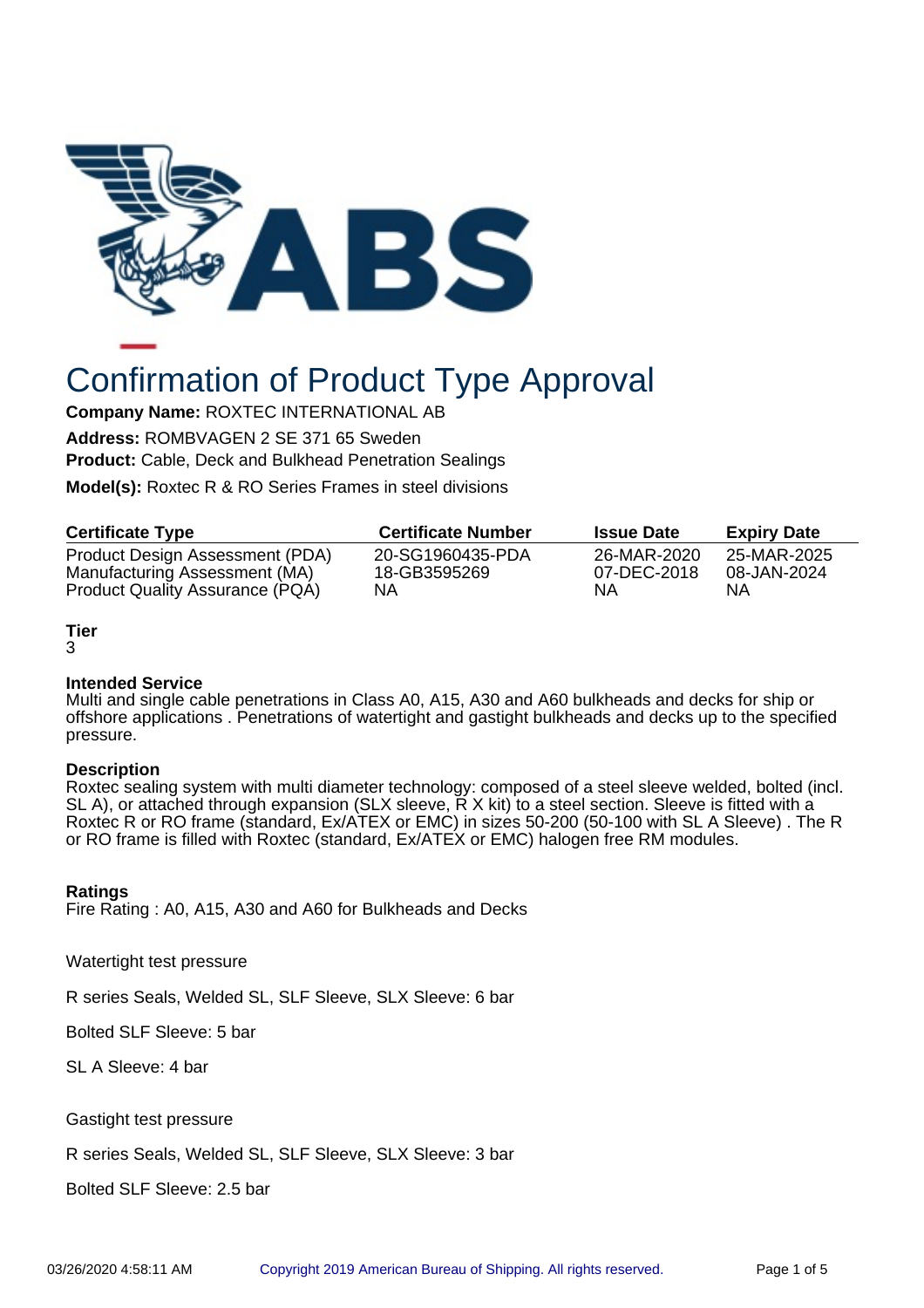# Confirmation of Product Type Approval

**Company Name:** ROXTEC INTERNATIONAL AB

**Address:** ROMBVAGEN 2 SE 371 65 Sweden

**Product:** Cable, Deck and Bulkhead Penetration Sealings

**Model(s):** Roxtec R & RO Series Frames in steel divisions

| Certificate Type | Certificate Number | Issue Date | Expiry Date |
|---|---|---|---|
| Product Design Assessment (PDA) | 20-SG1960435-PDA | 26-MAR-2020 | 25-MAR-2025 |
| Manufacturing Assessment (MA) | 18-GB3595269 | 07-DEC-2018 | 08-JAN-2024 |
| Product Quality Assurance (PQA) | NA | NA | NA |

**Tier**

3

**Intended Service**

Multi and single cable penetrations in Class A0, A15, A30 and A60 bulkheads and decks for ship or offshore applications . Penetrations of watertight and gastight bulkheads and decks up to the specified pressure.

**Description**

Roxtec sealing system with multi diameter technology: composed of a steel sleeve welded, bolted (incl. SL A), or attached through expansion (SLX sleeve, R X kit) to a steel section. Sleeve is fitted with a Roxtec R or RO frame (standard, Ex/ATEX or EMC) in sizes 50-200 (50-100 with SL A Sleeve) . The R or RO frame is filled with Roxtec (standard, Ex/ATEX or EMC) halogen free RM modules.

**Ratings**

Fire Rating : A0, A15, A30 and A60 for Bulkheads and Decks

Watertight test pressure

R series Seals, Welded SL, SLF Sleeve, SLX Sleeve: 6 bar

Bolted SLF Sleeve: 5 bar

SL A Sleeve: 4 bar

Gastight test pressure

R series Seals, Welded SL, SLF Sleeve, SLX Sleeve: 3 bar

Bolted SLF Sleeve: 2.5 bar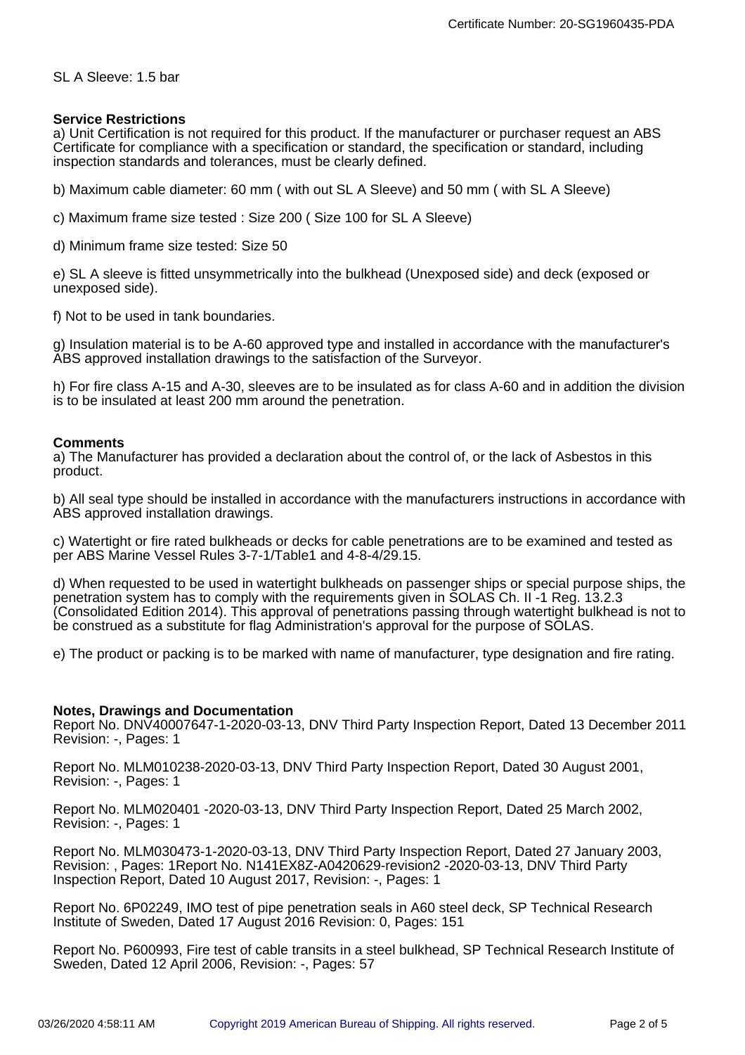SL A Sleeve: 1.5 bar

**Service Restrictions**

a) Unit Certification is not required for this product. If the manufacturer or purchaser request an ABS Certificate for compliance with a specification or standard, the specification or standard, including inspection standards and tolerances, must be clearly defined.

b) Maximum cable diameter: 60 mm ( with out SL A Sleeve) and 50 mm ( with SL A Sleeve)

c) Maximum frame size tested : Size 200 ( Size 100 for SL A Sleeve)

d) Minimum frame size tested: Size 50

e) SL A sleeve is fitted unsymmetrically into the bulkhead (Unexposed side) and deck (exposed or unexposed side).

f) Not to be used in tank boundaries.

g) Insulation material is to be A-60 approved type and installed in accordance with the manufacturer's ABS approved installation drawings to the satisfaction of the Surveyor.

h) For fire class A-15 and A-30, sleeves are to be insulated as for class A-60 and in addition the division is to be insulated at least 200 mm around the penetration.

**Comments**

a) The Manufacturer has provided a declaration about the control of, or the lack of Asbestos in this product.

b) All seal type should be installed in accordance with the manufacturers instructions in accordance with ABS approved installation drawings.

c) Watertight or fire rated bulkheads or decks for cable penetrations are to be examined and tested as per ABS Marine Vessel Rules 3-7-1/Table1 and 4-8-4/29.15.

d) When requested to be used in watertight bulkheads on passenger ships or special purpose ships, the penetration system has to comply with the requirements given in SOLAS Ch. II -1 Reg. 13.2.3 (Consolidated Edition 2014). This approval of penetrations passing through watertight bulkhead is not to be construed as a substitute for flag Administration's approval for the purpose of SOLAS.

e) The product or packing is to be marked with name of manufacturer, type designation and fire rating.

**Notes, Drawings and Documentation**

Report No. DNV40007647-1-2020-03-13, DNV Third Party Inspection Report, Dated 13 December 2011 Revision: -, Pages: 1

Report No. MLM010238-2020-03-13, DNV Third Party Inspection Report, Dated 30 August 2001, Revision: -, Pages: 1

Report No. MLM020401 -2020-03-13, DNV Third Party Inspection Report, Dated 25 March 2002, Revision: -, Pages: 1

Report No. MLM030473-1-2020-03-13, DNV Third Party Inspection Report, Dated 27 January 2003, Revision: , Pages: 1Report No. N141EX8Z-A0420629-revision2 -2020-03-13, DNV Third Party Inspection Report, Dated 10 August 2017, Revision: -, Pages: 1

Report No. 6P02249, IMO test of pipe penetration seals in A60 steel deck, SP Technical Research Institute of Sweden, Dated 17 August 2016 Revision: 0, Pages: 151

Report No. P600993, Fire test of cable transits in a steel bulkhead, SP Technical Research Institute of Sweden, Dated 12 April 2006, Revision: -, Pages: 57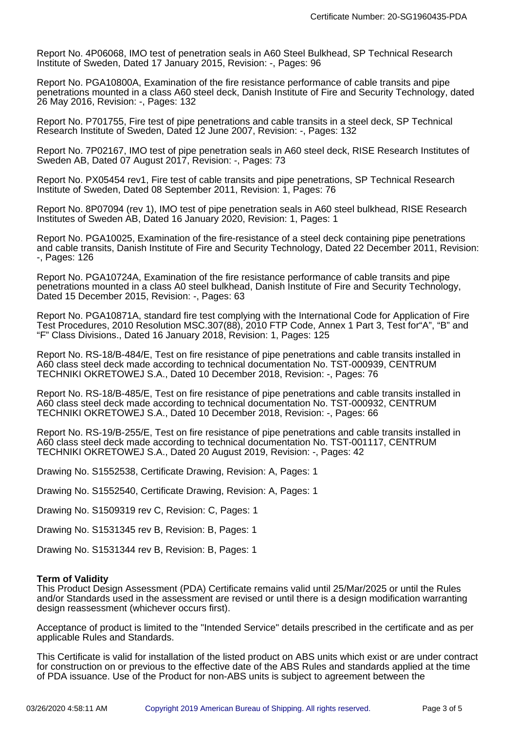Report No. 4P06068, IMO test of penetration seals in A60 Steel Bulkhead, SP Technical Research Institute of Sweden, Dated 17 January 2015, Revision: -, Pages: 96

Report No. PGA10800A, Examination of the fire resistance performance of cable transits and pipe penetrations mounted in a class A60 steel deck, Danish Institute of Fire and Security Technology, dated 26 May 2016, Revision: -, Pages: 132

Report No. P701755, Fire test of pipe penetrations and cable transits in a steel deck, SP Technical Research Institute of Sweden, Dated 12 June 2007, Revision: -, Pages: 132

Report No. 7P02167, IMO test of pipe penetration seals in A60 steel deck, RISE Research Institutes of Sweden AB, Dated 07 August 2017, Revision: -, Pages: 73

Report No. PX05454 rev1, Fire test of cable transits and pipe penetrations, SP Technical Research Institute of Sweden, Dated 08 September 2011, Revision: 1, Pages: 76

Report No. 8P07094 (rev 1), IMO test of pipe penetration seals in A60 steel bulkhead, RISE Research Institutes of Sweden AB, Dated 16 January 2020, Revision: 1, Pages: 1

Report No. PGA10025, Examination of the fire-resistance of a steel deck containing pipe penetrations and cable transits, Danish Institute of Fire and Security Technology, Dated 22 December 2011, Revision: -, Pages: 126

Report No. PGA10724A, Examination of the fire resistance performance of cable transits and pipe penetrations mounted in a class A0 steel bulkhead, Danish Institute of Fire and Security Technology, Dated 15 December 2015, Revision: -, Pages: 63

Report No. PGA10871A, standard fire test complying with the International Code for Application of Fire Test Procedures, 2010 Resolution MSC.307(88), 2010 FTP Code, Annex 1 Part 3, Test for"A", "B" and "F" Class Divisions., Dated 16 January 2018, Revision: 1, Pages: 125

Report No. RS-18/B-484/E, Test on fire resistance of pipe penetrations and cable transits installed in A60 class steel deck made according to technical documentation No. TST-000939, CENTRUM TECHNIKI OKRETOWEJ S.A., Dated 10 December 2018, Revision: -, Pages: 76

Report No. RS-18/B-485/E, Test on fire resistance of pipe penetrations and cable transits installed in A60 class steel deck made according to technical documentation No. TST-000932, CENTRUM TECHNIKI OKRETOWEJ S.A., Dated 10 December 2018, Revision: -, Pages: 66

Report No. RS-19/B-255/E, Test on fire resistance of pipe penetrations and cable transits installed in A60 class steel deck made according to technical documentation No. TST-001117, CENTRUM TECHNIKI OKRETOWEJ S.A., Dated 20 August 2019, Revision: -, Pages: 42

Drawing No. S1552538, Certificate Drawing, Revision: A, Pages: 1

Drawing No. S1552540, Certificate Drawing, Revision: A, Pages: 1

Drawing No. S1509319 rev C, Revision: C, Pages: 1

Drawing No. S1531345 rev B, Revision: B, Pages: 1

Drawing No. S1531344 rev B, Revision: B, Pages: 1

**Term of Validity**

This Product Design Assessment (PDA) Certificate remains valid until 25/Mar/2025 or until the Rules and/or Standards used in the assessment are revised or until there is a design modification warranting design reassessment (whichever occurs first).

Acceptance of product is limited to the "Intended Service" details prescribed in the certificate and as per applicable Rules and Standards.

This Certificate is valid for installation of the listed product on ABS units which exist or are under contract for construction on or previous to the effective date of the ABS Rules and standards applied at the time of PDA issuance. Use of the Product for non-ABS units is subject to agreement between the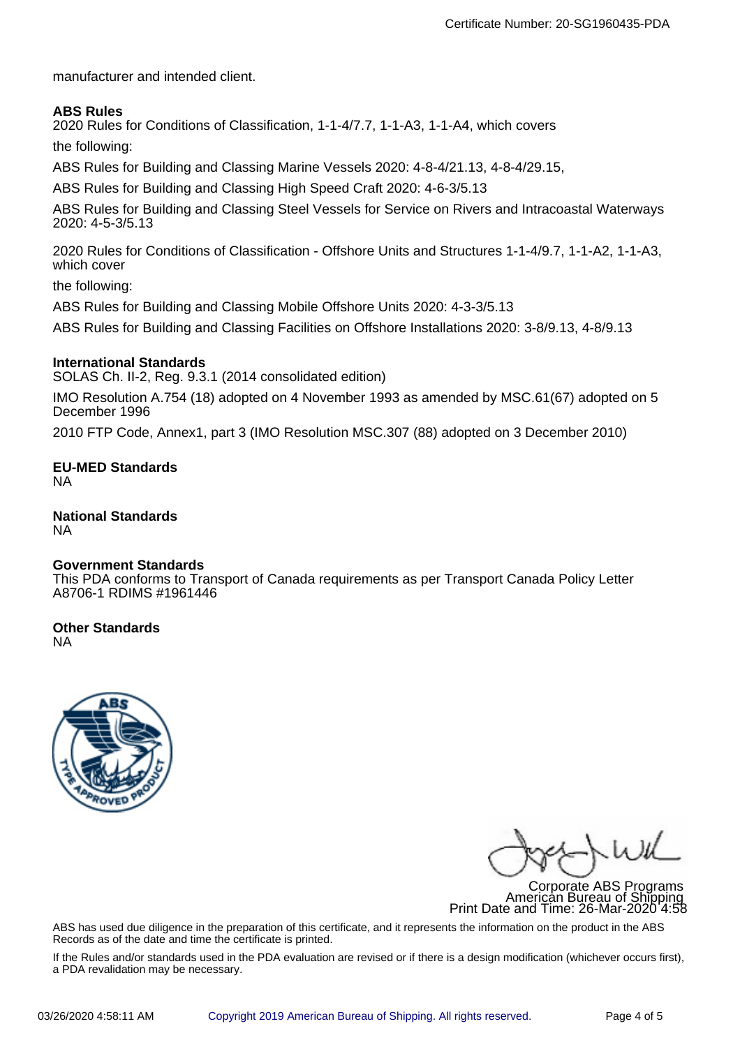manufacturer and intended client.

**ABS Rules**
2020 Rules for Conditions of Classification, 1-1-4/7.7, 1-1-A3, 1-1-A4, which covers

the following:

ABS Rules for Building and Classing Marine Vessels 2020: 4-8-4/21.13, 4-8-4/29.15,

ABS Rules for Building and Classing High Speed Craft 2020: 4-6-3/5.13

ABS Rules for Building and Classing Steel Vessels for Service on Rivers and Intracoastal Waterways 2020: 4-5-3/5.13

2020 Rules for Conditions of Classification - Offshore Units and Structures 1-1-4/9.7, 1-1-A2, 1-1-A3, which cover

the following:

ABS Rules for Building and Classing Mobile Offshore Units 2020: 4-3-3/5.13

ABS Rules for Building and Classing Facilities on Offshore Installations 2020: 3-8/9.13, 4-8/9.13

**International Standards**
SOLAS Ch. II-2, Reg. 9.3.1 (2014 consolidated edition)

IMO Resolution A.754 (18) adopted on 4 November 1993 as amended by MSC.61(67) adopted on 5 December 1996

2010 FTP Code, Annex1, part 3 (IMO Resolution MSC.307 (88) adopted on 3 December 2010)

**EU-MED Standards**
NA

**National Standards**
NA

**Government Standards**
This PDA conforms to Transport of Canada requirements as per Transport Canada Policy Letter A8706-1 RDIMS #1961446

**Other Standards**
NA

Corporate ABS Programs
American Bureau of Shipping
Print Date and Time: 26-Mar-2020 4:58

ABS has used due diligence in the preparation of this certificate, and it represents the information on the product in the ABS Records as of the date and time the certificate is printed.

If the Rules and/or standards used in the PDA evaluation are revised or if there is a design modification (whichever occurs first), a PDA revalidation may be necessary.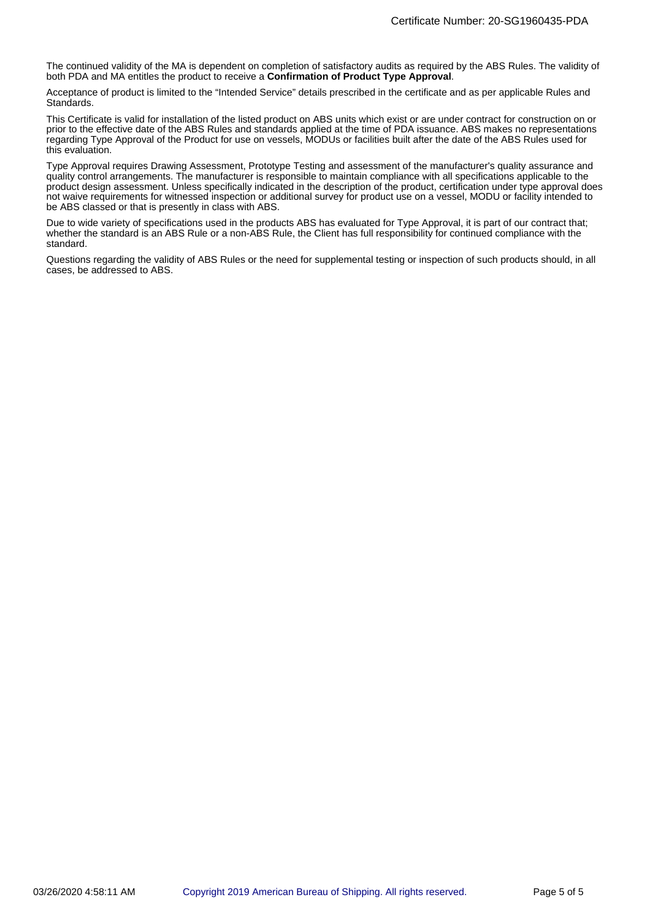The continued validity of the MA is dependent on completion of satisfactory audits as required by the ABS Rules. The validity of both PDA and MA entitles the product to receive a **Confirmation of Product Type Approval**.

Acceptance of product is limited to the "Intended Service" details prescribed in the certificate and as per applicable Rules and Standards.

This Certificate is valid for installation of the listed product on ABS units which exist or are under contract for construction on or prior to the effective date of the ABS Rules and standards applied at the time of PDA issuance. ABS makes no representations regarding Type Approval of the Product for use on vessels, MODUs or facilities built after the date of the ABS Rules used for this evaluation.

Type Approval requires Drawing Assessment, Prototype Testing and assessment of the manufacturer's quality assurance and quality control arrangements. The manufacturer is responsible to maintain compliance with all specifications applicable to the product design assessment. Unless specifically indicated in the description of the product, certification under type approval does not waive requirements for witnessed inspection or additional survey for product use on a vessel, MODU or facility intended to be ABS classed or that is presently in class with ABS.

Due to wide variety of specifications used in the products ABS has evaluated for Type Approval, it is part of our contract that; whether the standard is an ABS Rule or a non-ABS Rule, the Client has full responsibility for continued compliance with the standard.

Questions regarding the validity of ABS Rules or the need for supplemental testing or inspection of such products should, in all cases, be addressed to ABS.